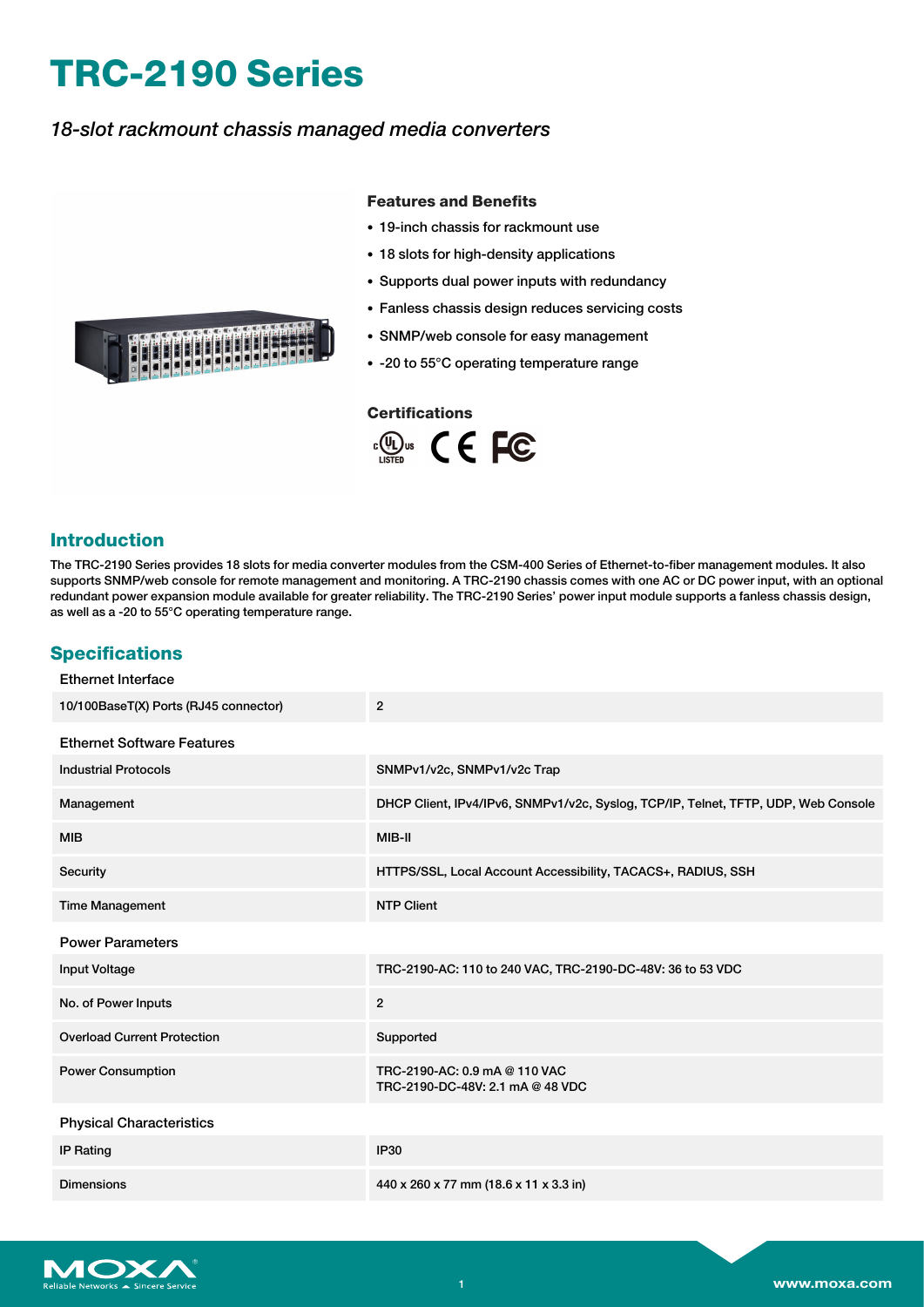# TRC-2190 Series

*18-slot rackmount chassis managed media converters*

### Features and Benefits

- 19-inch chassis for rackmount use
- 18 slots for high-density applications
- Supports dual power inputs with redundancy
- Fanless chassis design reduces servicing costs
- SNMP/web console for easy management
- -20 to 55°C operating temperature range

### Certifications

## Introduction

The TRC-2190 Series provides 18 slots for media converter modules from the CSM-400 Series of Ethernet-to-fiber management modules. It also supports SNMP/web console for remote management and monitoring. A TRC-2190 chassis comes with one AC or DC power input, with an optional redundant power expansion module available for greater reliability. The TRC-2190 Series' power input module supports a fanless chassis design, as well as a -20 to 55°C operating temperature range.

## Specifications

### Ethernet Interface

| | |
|---|---|
| 10/100BaseT(X) Ports (RJ45 connector) | 2 |

### Ethernet Software Features

| | |
|---|---|
| Industrial Protocols | SNMPv1/v2c, SNMPv1/v2c Trap |
| Management | DHCP Client, IPv4/IPv6, SNMPv1/v2c, Syslog, TCP/IP, Telnet, TFTP, UDP, Web Console |
| MIB | MIB-II |
| Security | HTTPS/SSL, Local Account Accessibility, TACACS+, RADIUS, SSH |
| Time Management | NTP Client |

### Power Parameters

| | |
|---|---|
| Input Voltage | TRC-2190-AC: 110 to 240 VAC, TRC-2190-DC-48V: 36 to 53 VDC |
| No. of Power Inputs | 2 |
| Overload Current Protection | Supported |
| Power Consumption | TRC-2190-AC: 0.9 mA @ 110 VAC<br>TRC-2190-DC-48V: 2.1 mA @ 48 VDC |

### Physical Characteristics

| | |
|---|---|
| IP Rating | IP30 |
| Dimensions | 440 x 260 x 77 mm (18.6 x 11 x 3.3 in) |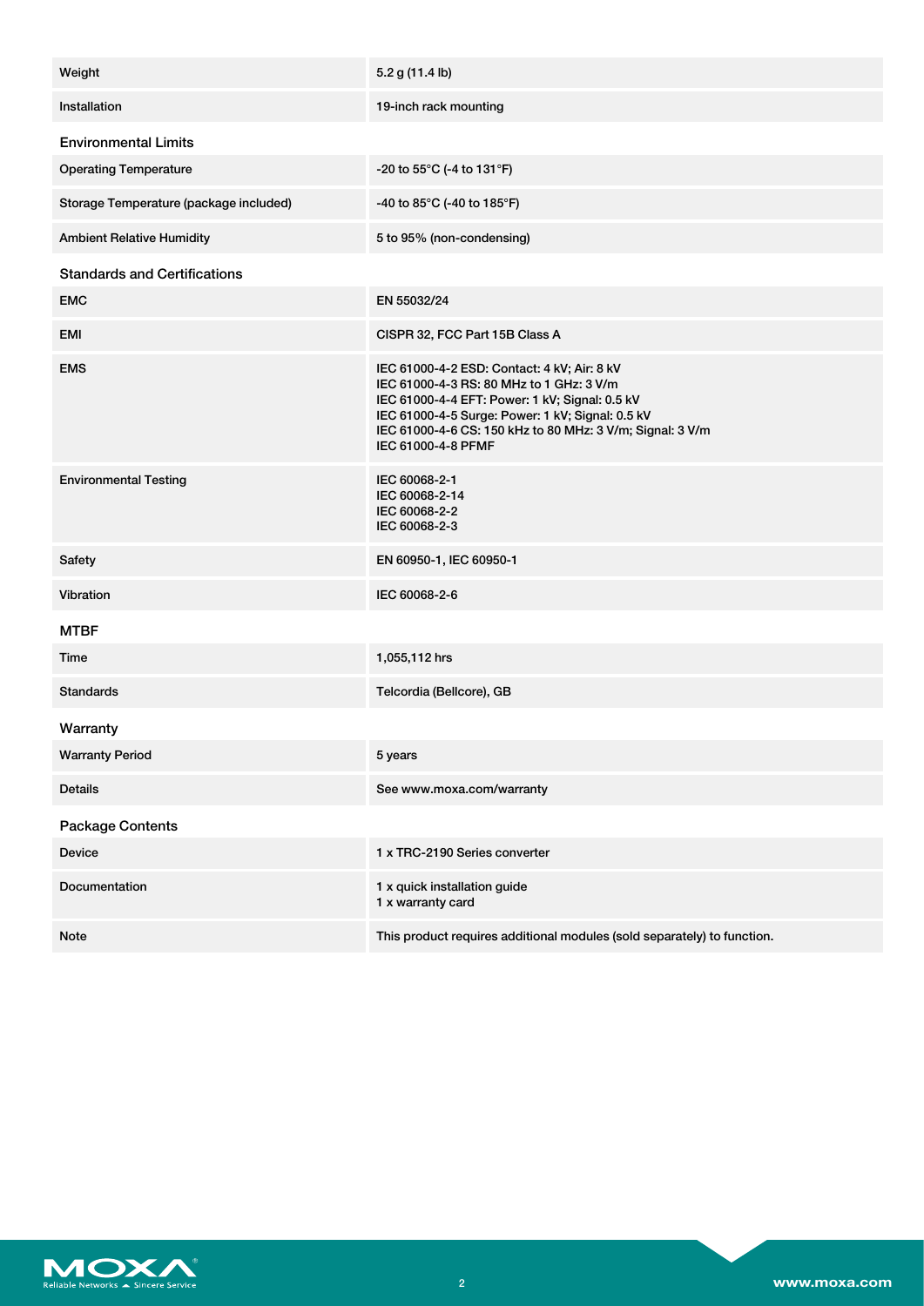| | |
|---|---|
| Weight | 5.2 g (11.4 lb) |
| Installation | 19-inch rack mounting |

### Environmental Limits

| | |
|---|---|
| Operating Temperature | -20 to 55°C (-4 to 131°F) |
| Storage Temperature (package included) | -40 to 85°C (-40 to 185°F) |
| Ambient Relative Humidity | 5 to 95% (non-condensing) |

### Standards and Certifications

| | |
|---|---|
| EMC | EN 55032/24 |
| EMI | CISPR 32, FCC Part 15B Class A |
| EMS | IEC 61000-4-2 ESD: Contact: 4 kV; Air: 8 kV<br>IEC 61000-4-3 RS: 80 MHz to 1 GHz: 3 V/m<br>IEC 61000-4-4 EFT: Power: 1 kV; Signal: 0.5 kV<br>IEC 61000-4-5 Surge: Power: 1 kV; Signal: 0.5 kV<br>IEC 61000-4-6 CS: 150 kHz to 80 MHz: 3 V/m; Signal: 3 V/m<br>IEC 61000-4-8 PFMF |
| Environmental Testing | IEC 60068-2-1<br>IEC 60068-2-14<br>IEC 60068-2-2<br>IEC 60068-2-3 |
| Safety | EN 60950-1, IEC 60950-1 |
| Vibration | IEC 60068-2-6 |

### MTBF

| | |
|---|---|
| Time | 1,055,112 hrs |
| Standards | Telcordia (Bellcore), GB |

### Warranty

| | |
|---|---|
| Warranty Period | 5 years |
| Details | See www.moxa.com/warranty |

### Package Contents

| | |
|---|---|
| Device | 1 x TRC-2190 Series converter |
| Documentation | 1 x quick installation guide<br>1 x warranty card |
| Note | This product requires additional modules (sold separately) to function. |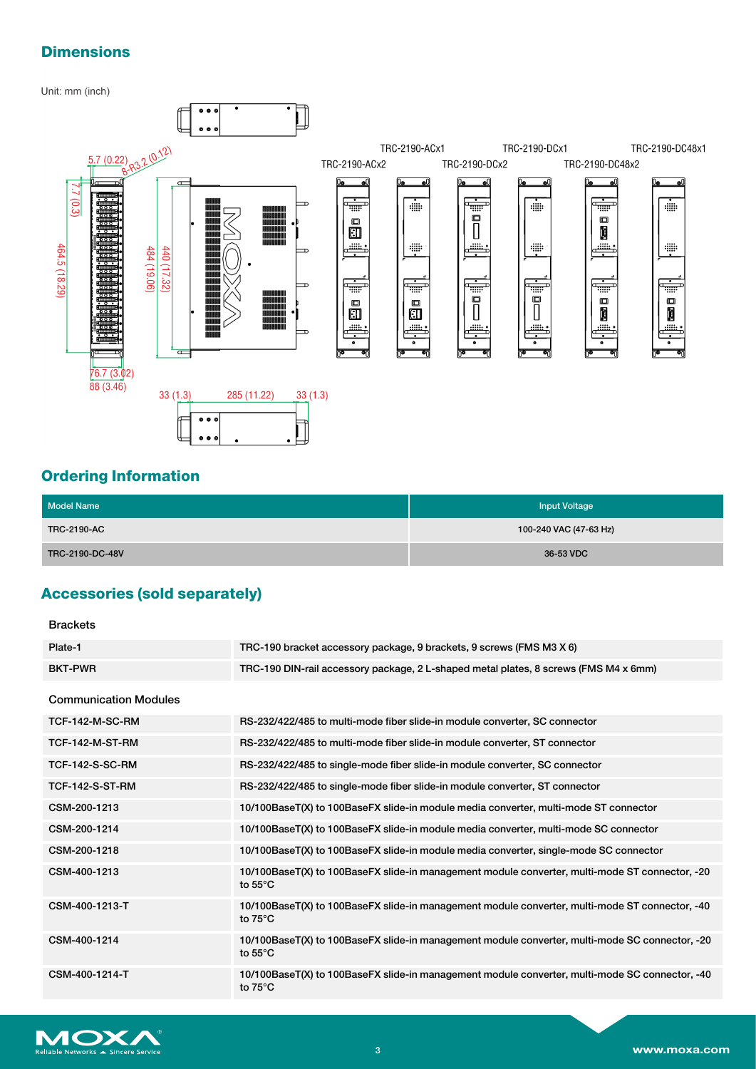## Dimensions

Unit: mm (inch)

5.7 (0.22) 8-R3.2 (0.12)

7.7 (0.3)

464.5 (18.29)

484 (19.06)

440 (17.32)

76.7 (3.02)

88 (3.46)

33 (1.3) 285 (11.22) 33 (1.3)

TRC-2190-ACx2 TRC-2190-ACx1 TRC-2190-DCx2 TRC-2190-DCx1 TRC-2190-DC48x2 TRC-2190-DC48x1

## Ordering Information

| Model Name | Input Voltage |
|---|---|
| TRC-2190-AC | 100-240 VAC (47-63 Hz) |
| TRC-2190-DC-48V | 36-53 VDC |

## Accessories (sold separately)

**Brackets**

| | |
|---|---|
| Plate-1 | TRC-190 bracket accessory package, 9 brackets, 9 screws (FMS M3 X 6) |
| BKT-PWR | TRC-190 DIN-rail accessory package, 2 L-shaped metal plates, 8 screws (FMS M4 x 6mm) |

**Communication Modules**

| | |
|---|---|
| TCF-142-M-SC-RM | RS-232/422/485 to multi-mode fiber slide-in module converter, SC connector |
| TCF-142-M-ST-RM | RS-232/422/485 to multi-mode fiber slide-in module converter, ST connector |
| TCF-142-S-SC-RM | RS-232/422/485 to single-mode fiber slide-in module converter, SC connector |
| TCF-142-S-ST-RM | RS-232/422/485 to single-mode fiber slide-in module converter, ST connector |
| CSM-200-1213 | 10/100BaseT(X) to 100BaseFX slide-in module media converter, multi-mode ST connector |
| CSM-200-1214 | 10/100BaseT(X) to 100BaseFX slide-in module media converter, multi-mode SC connector |
| CSM-200-1218 | 10/100BaseT(X) to 100BaseFX slide-in module media converter, single-mode SC connector |
| CSM-400-1213 | 10/100BaseT(X) to 100BaseFX slide-in management module converter, multi-mode ST connector, -20 to 55°C |
| CSM-400-1213-T | 10/100BaseT(X) to 100BaseFX slide-in management module converter, multi-mode ST connector, -40 to 75°C |
| CSM-400-1214 | 10/100BaseT(X) to 100BaseFX slide-in management module converter, multi-mode SC connector, -20 to 55°C |
| CSM-400-1214-T | 10/100BaseT(X) to 100BaseFX slide-in management module converter, multi-mode SC connector, -40 to 75°C |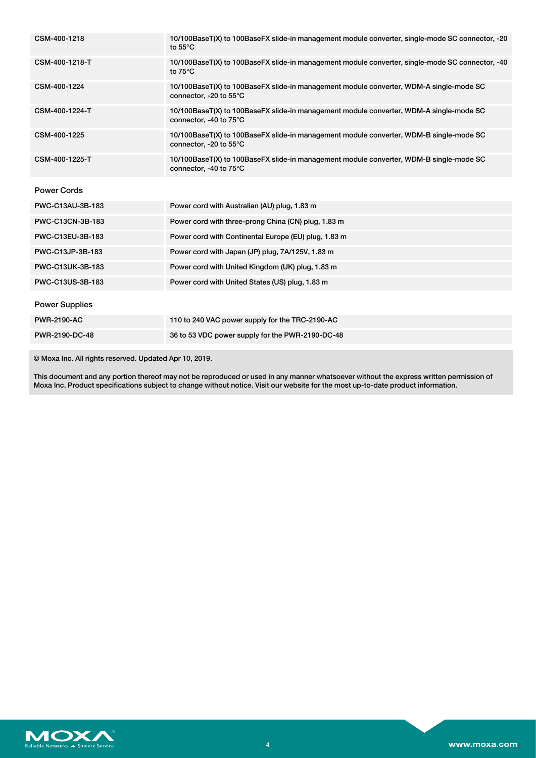| | |
|---|---|
| CSM-400-1218 | 10/100BaseT(X) to 100BaseFX slide-in management module converter, single-mode SC connector, -20 to 55°C |
| CSM-400-1218-T | 10/100BaseT(X) to 100BaseFX slide-in management module converter, single-mode SC connector, -40 to 75°C |
| CSM-400-1224 | 10/100BaseT(X) to 100BaseFX slide-in management module converter, WDM-A single-mode SC connector, -20 to 55°C |
| CSM-400-1224-T | 10/100BaseT(X) to 100BaseFX slide-in management module converter, WDM-A single-mode SC connector, -40 to 75°C |
| CSM-400-1225 | 10/100BaseT(X) to 100BaseFX slide-in management module converter, WDM-B single-mode SC connector, -20 to 55°C |
| CSM-400-1225-T | 10/100BaseT(X) to 100BaseFX slide-in management module converter, WDM-B single-mode SC connector, -40 to 75°C |

Power Cords

| | |
|---|---|
| PWC-C13AU-3B-183 | Power cord with Australian (AU) plug, 1.83 m |
| PWC-C13CN-3B-183 | Power cord with three-prong China (CN) plug, 1.83 m |
| PWC-C13EU-3B-183 | Power cord with Continental Europe (EU) plug, 1.83 m |
| PWC-C13JP-3B-183 | Power cord with Japan (JP) plug, 7A/125V, 1.83 m |
| PWC-C13UK-3B-183 | Power cord with United Kingdom (UK) plug, 1.83 m |
| PWC-C13US-3B-183 | Power cord with United States (US) plug, 1.83 m |

Power Supplies

| | |
|---|---|
| PWR-2190-AC | 110 to 240 VAC power supply for the TRC-2190-AC |
| PWR-2190-DC-48 | 36 to 53 VDC power supply for the PWR-2190-DC-48 |

© Moxa Inc. All rights reserved. Updated Apr 10, 2019.

This document and any portion thereof may not be reproduced or used in any manner whatsoever without the express written permission of Moxa Inc. Product specifications subject to change without notice. Visit our website for the most up-to-date product information.